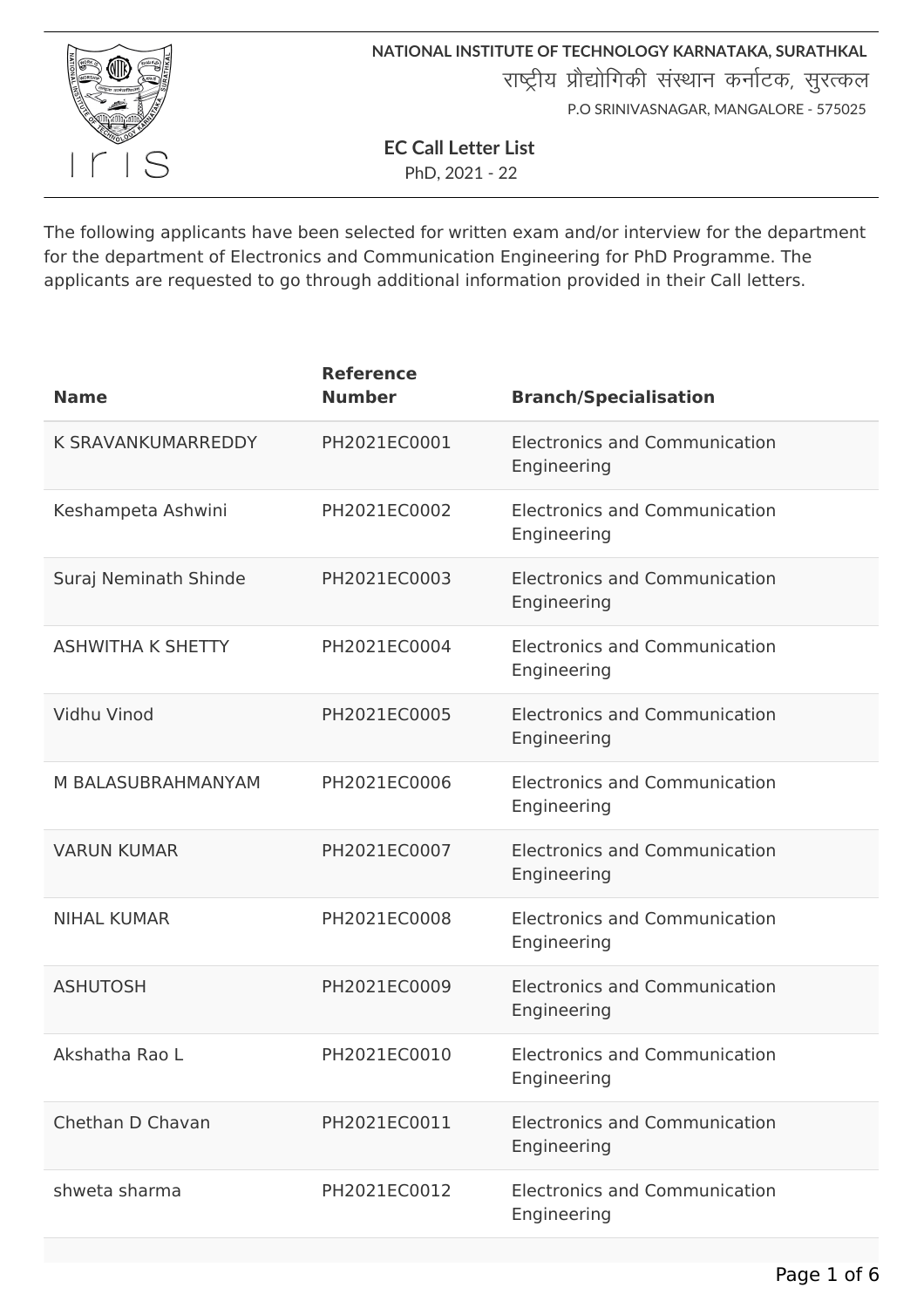NATIONAL INSTITUTE OF TECHNOLOGY KARNATAKA, SURATHKAL

राष्ट्रीय प्रौद्योगिकी संस्थान कर्नाटक, सुरत्कल

P.O SRINIVASNAGAR, MANGALORE - 575025

# EC Call Letter List

PhD, 2021 - 22

The following applicants have been selected for written exam and/or interview for the department for the department of Electronics and Communication Engineering for PhD Programme. The applicants are requested to go through additional information provided in their Call letters.

| Name | Reference Number | Branch/Specialisation |
|---|---|---|
| K SRAVANKUMARREDDY | PH2021EC0001 | Electronics and Communication Engineering |
| Keshampeta Ashwini | PH2021EC0002 | Electronics and Communication Engineering |
| Suraj Neminath Shinde | PH2021EC0003 | Electronics and Communication Engineering |
| ASHWITHA K SHETTY | PH2021EC0004 | Electronics and Communication Engineering |
| Vidhu Vinod | PH2021EC0005 | Electronics and Communication Engineering |
| M BALASUBRAHMANYAM | PH2021EC0006 | Electronics and Communication Engineering |
| VARUN KUMAR | PH2021EC0007 | Electronics and Communication Engineering |
| NIHAL KUMAR | PH2021EC0008 | Electronics and Communication Engineering |
| ASHUTOSH | PH2021EC0009 | Electronics and Communication Engineering |
| Akshatha Rao L | PH2021EC0010 | Electronics and Communication Engineering |
| Chethan D Chavan | PH2021EC0011 | Electronics and Communication Engineering |
| shweta sharma | PH2021EC0012 | Electronics and Communication Engineering |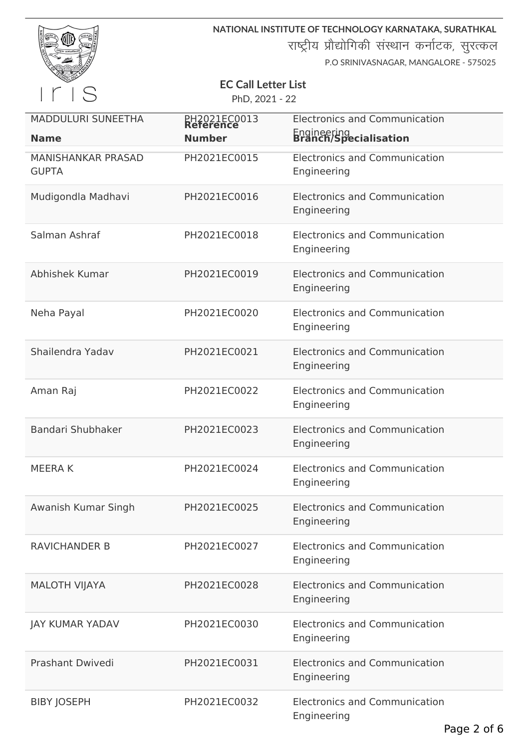NATIONAL INSTITUTE OF TECHNOLOGY KARNATAKA, SURATHKAL

राष्ट्रीय प्रौद्योगिकी संस्थान कर्नाटक, सुरत्कल

P.O SRINIVASNAGAR, MANGALORE - 575025

**EC Call Letter List**

PhD, 2021 - 22

| Name | Reference Number | Branch/Specialisation |
|---|---|---|
| MADDULURI SUNEETHA | PH2021EC0013 | Electronics and Communication Engineering |
| MANISHANKAR PRASAD GUPTA | PH2021EC0015 | Electronics and Communication Engineering |
| Mudigondla Madhavi | PH2021EC0016 | Electronics and Communication Engineering |
| Salman Ashraf | PH2021EC0018 | Electronics and Communication Engineering |
| Abhishek Kumar | PH2021EC0019 | Electronics and Communication Engineering |
| Neha Payal | PH2021EC0020 | Electronics and Communication Engineering |
| Shailendra Yadav | PH2021EC0021 | Electronics and Communication Engineering |
| Aman Raj | PH2021EC0022 | Electronics and Communication Engineering |
| Bandari Shubhaker | PH2021EC0023 | Electronics and Communication Engineering |
| MEERA K | PH2021EC0024 | Electronics and Communication Engineering |
| Awanish Kumar Singh | PH2021EC0025 | Electronics and Communication Engineering |
| RAVICHANDER B | PH2021EC0027 | Electronics and Communication Engineering |
| MALOTH VIJAYA | PH2021EC0028 | Electronics and Communication Engineering |
| JAY KUMAR YADAV | PH2021EC0030 | Electronics and Communication Engineering |
| Prashant Dwivedi | PH2021EC0031 | Electronics and Communication Engineering |
| BIBY JOSEPH | PH2021EC0032 | Electronics and Communication Engineering |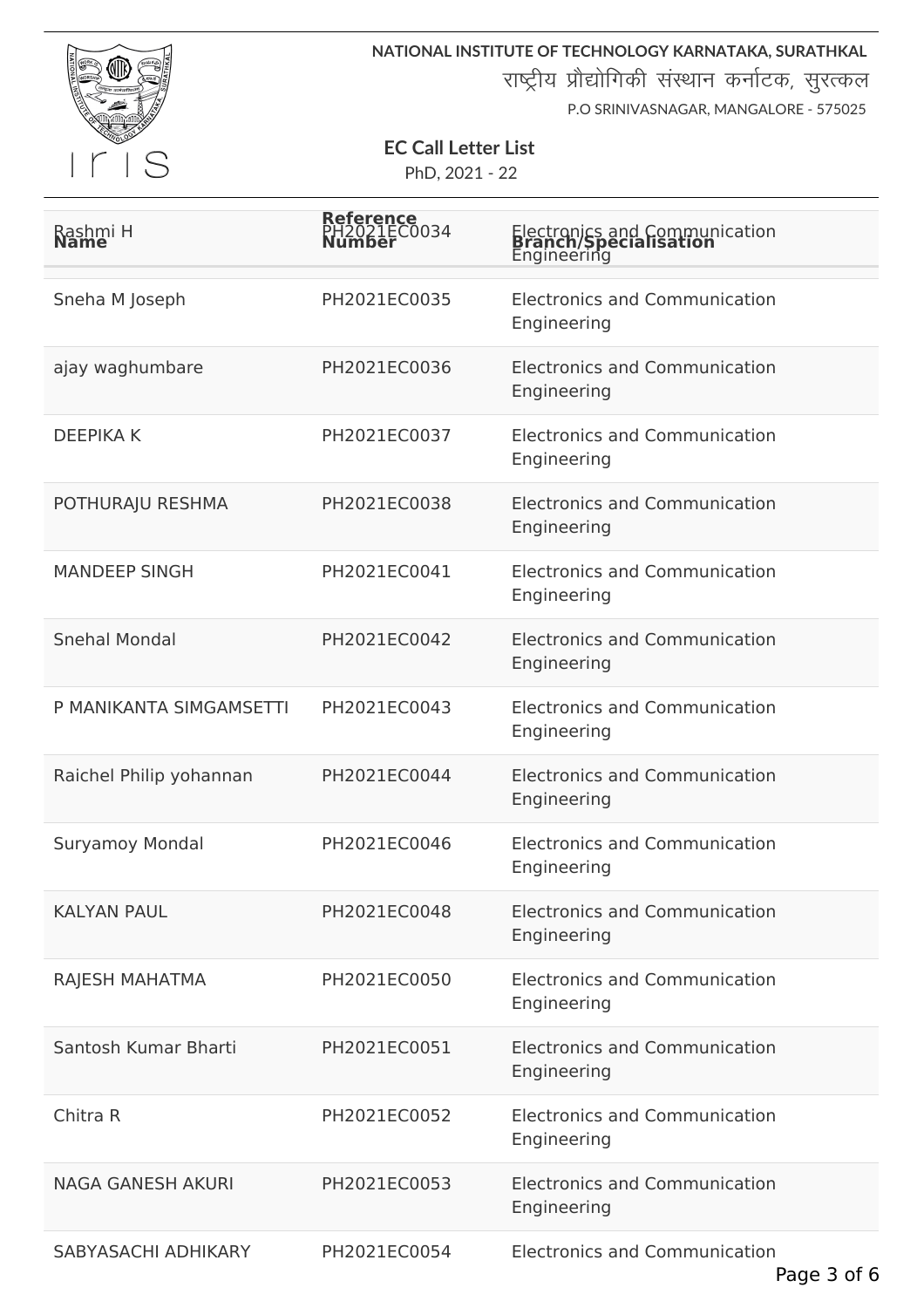NATIONAL INSTITUTE OF TECHNOLOGY KARNATAKA, SURATHKAL
राष्ट्रीय प्रौद्योगिकी संस्थान कर्नाटक, सुरत्कल
P.O SRINIVASNAGAR, MANGALORE - 575025

**EC Call Letter List**
PhD, 2021 - 22

| Name | Reference Number | Branch/Specialisation |
|---|---|---|
| Rashmi H | PH2021EC0034 | Electronics and Communication Engineering |
| Sneha M Joseph | PH2021EC0035 | Electronics and Communication Engineering |
| ajay waghumbare | PH2021EC0036 | Electronics and Communication Engineering |
| DEEPIKA K | PH2021EC0037 | Electronics and Communication Engineering |
| POTHURAJU RESHMA | PH2021EC0038 | Electronics and Communication Engineering |
| MANDEEP SINGH | PH2021EC0041 | Electronics and Communication Engineering |
| Snehal Mondal | PH2021EC0042 | Electronics and Communication Engineering |
| P MANIKANTA SIMGAMSETTI | PH2021EC0043 | Electronics and Communication Engineering |
| Raichel Philip yohannan | PH2021EC0044 | Electronics and Communication Engineering |
| Suryamoy Mondal | PH2021EC0046 | Electronics and Communication Engineering |
| KALYAN PAUL | PH2021EC0048 | Electronics and Communication Engineering |
| RAJESH MAHATMA | PH2021EC0050 | Electronics and Communication Engineering |
| Santosh Kumar Bharti | PH2021EC0051 | Electronics and Communication Engineering |
| Chitra R | PH2021EC0052 | Electronics and Communication Engineering |
| NAGA GANESH AKURI | PH2021EC0053 | Electronics and Communication Engineering |
| SABYASACHI ADHIKARY | PH2021EC0054 | Electronics and Communication |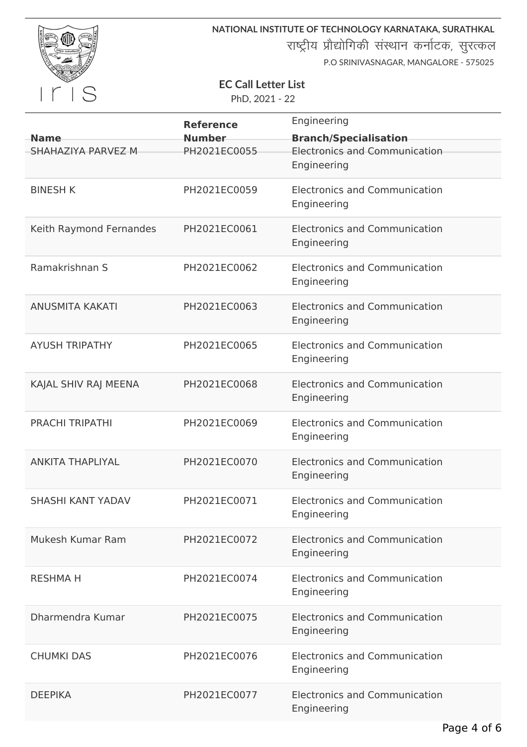NATIONAL INSTITUTE OF TECHNOLOGY KARNATAKA, SURATHKAL

राष्ट्रीय प्रौद्योगिकी संस्थान कर्नाटक, सुरत्कल

P.O SRINIVASNAGAR, MANGALORE - 575025

**EC Call Letter List**

PhD, 2021 - 22

| Name | Reference Number | Branch/Specialisation |
|---|---|---|
| SHAHAZIYA PARVEZ M | PH2021EC0055 | Electronics and Communication Engineering |
| BINESH K | PH2021EC0059 | Electronics and Communication Engineering |
| Keith Raymond Fernandes | PH2021EC0061 | Electronics and Communication Engineering |
| Ramakrishnan S | PH2021EC0062 | Electronics and Communication Engineering |
| ANUSMITA KAKATI | PH2021EC0063 | Electronics and Communication Engineering |
| AYUSH TRIPATHY | PH2021EC0065 | Electronics and Communication Engineering |
| KAJAL SHIV RAJ MEENA | PH2021EC0068 | Electronics and Communication Engineering |
| PRACHI TRIPATHI | PH2021EC0069 | Electronics and Communication Engineering |
| ANKITA THAPLIYAL | PH2021EC0070 | Electronics and Communication Engineering |
| SHASHI KANT YADAV | PH2021EC0071 | Electronics and Communication Engineering |
| Mukesh Kumar Ram | PH2021EC0072 | Electronics and Communication Engineering |
| RESHMA H | PH2021EC0074 | Electronics and Communication Engineering |
| Dharmendra Kumar | PH2021EC0075 | Electronics and Communication Engineering |
| CHUMKI DAS | PH2021EC0076 | Electronics and Communication Engineering |
| DEEPIKA | PH2021EC0077 | Electronics and Communication Engineering |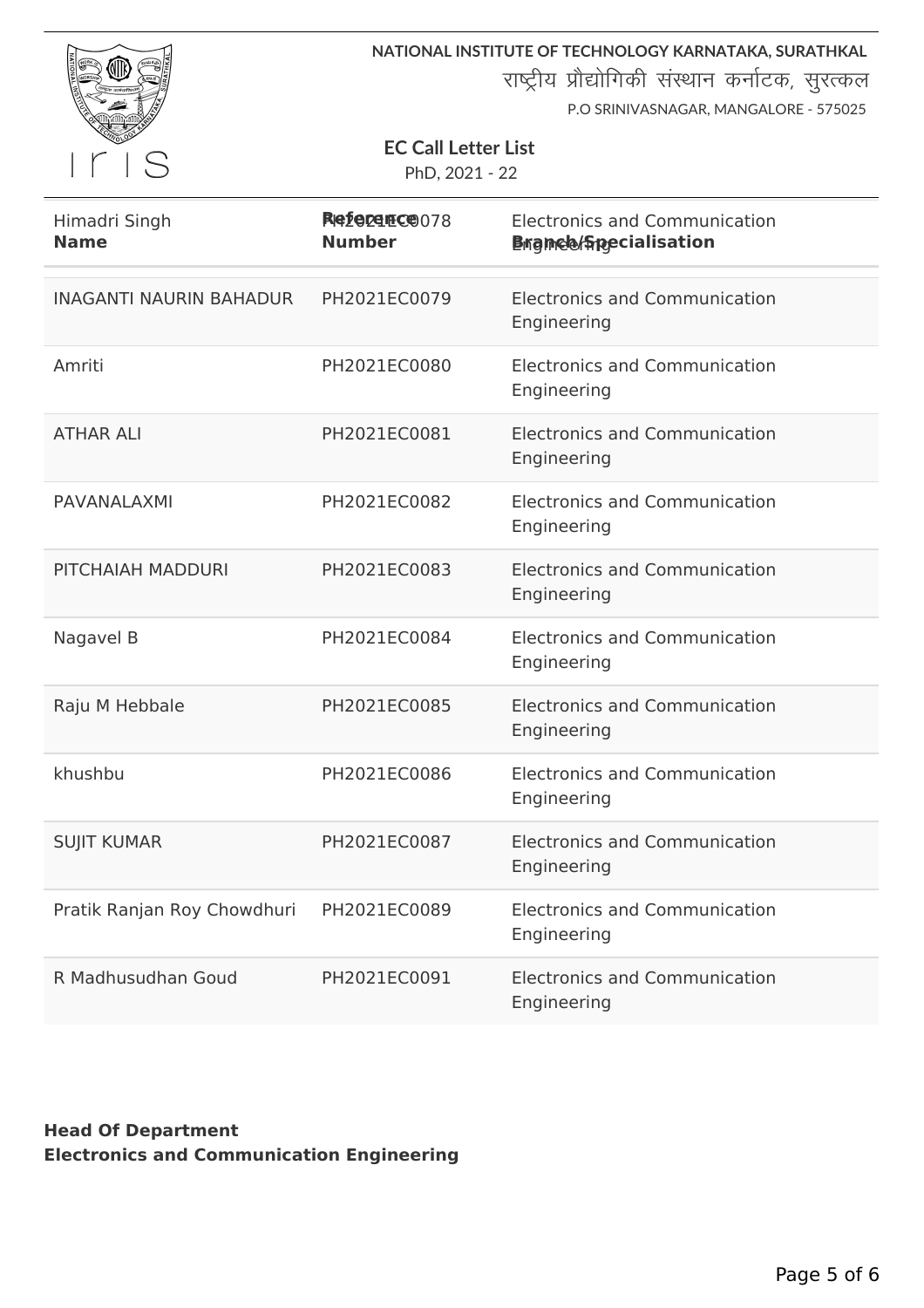NATIONAL INSTITUTE OF TECHNOLOGY KARNATAKA, SURATHKAL

राष्ट्रीय प्रौद्योगिकी संस्थान कर्नाटक, सुरत्कल

P.O SRINIVASNAGAR, MANGALORE - 575025

**EC Call Letter List**

PhD, 2021 - 22

| Name | Reference Number | Branch/Specialisation |
|---|---|---|
| Himadri Singh | PH2021EC0078 | Electronics and Communication Engineering |
| INAGANTI NAURIN BAHADUR | PH2021EC0079 | Electronics and Communication Engineering |
| Amriti | PH2021EC0080 | Electronics and Communication Engineering |
| ATHAR ALI | PH2021EC0081 | Electronics and Communication Engineering |
| PAVANALAXMI | PH2021EC0082 | Electronics and Communication Engineering |
| PITCHAIAH MADDURI | PH2021EC0083 | Electronics and Communication Engineering |
| Nagavel B | PH2021EC0084 | Electronics and Communication Engineering |
| Raju M Hebbale | PH2021EC0085 | Electronics and Communication Engineering |
| khushbu | PH2021EC0086 | Electronics and Communication Engineering |
| SUJIT KUMAR | PH2021EC0087 | Electronics and Communication Engineering |
| Pratik Ranjan Roy Chowdhuri | PH2021EC0089 | Electronics and Communication Engineering |
| R Madhusudhan Goud | PH2021EC0091 | Electronics and Communication Engineering |

**Head Of Department**
**Electronics and Communication Engineering**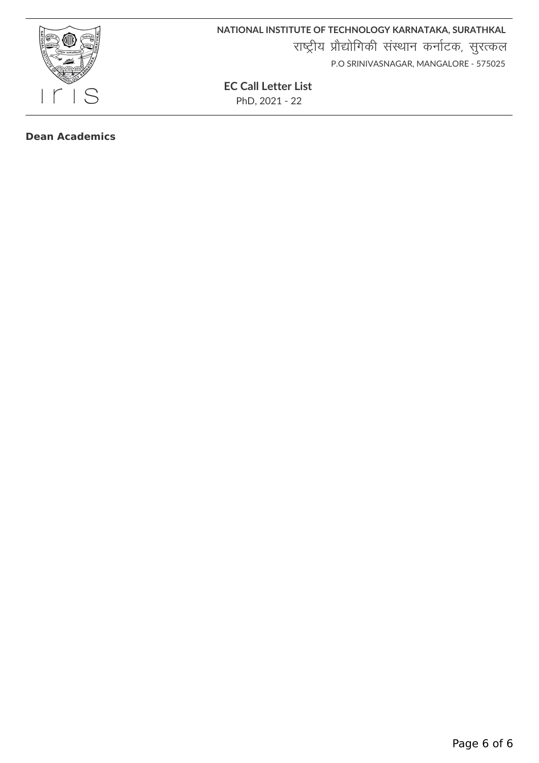NATIONAL INSTITUTE OF TECHNOLOGY KARNATAKA, SURATHKAL

राष्ट्रीय प्रौद्योगिकी संस्थान कर्नाटक, सुरत्कल

P.O SRINIVASNAGAR, MANGALORE - 575025

**EC Call Letter List**

PhD, 2021 - 22

**Dean Academics**